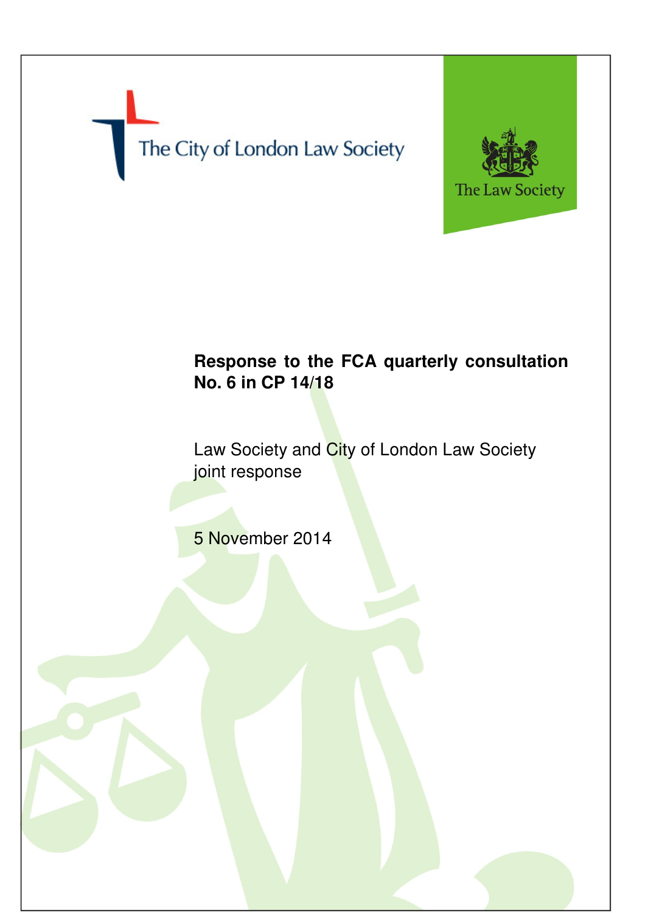The City of London Law Society

The Law Society

# Response to the FCA quarterly consultation No. 6 in CP 14/18

Law Society and City of London Law Society joint response

5 November 2014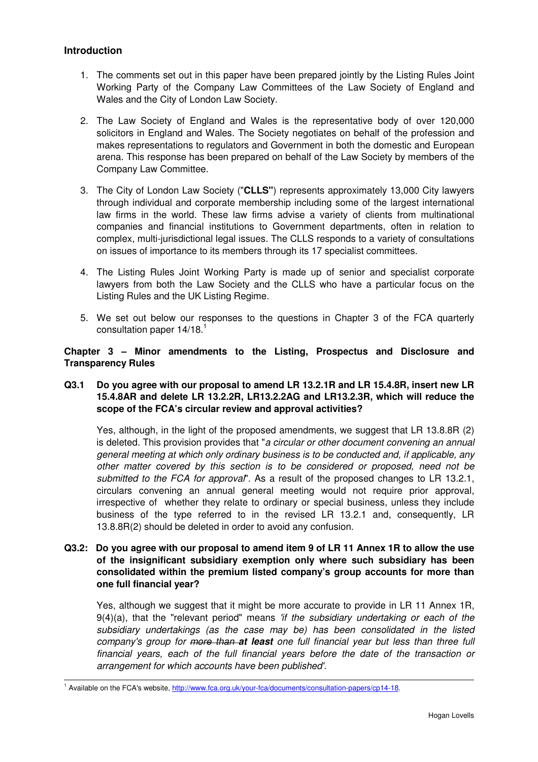## Introduction

1. The comments set out in this paper have been prepared jointly by the Listing Rules Joint Working Party of the Company Law Committees of the Law Society of England and Wales and the City of London Law Society.

2. The Law Society of England and Wales is the representative body of over 120,000 solicitors in England and Wales. The Society negotiates on behalf of the profession and makes representations to regulators and Government in both the domestic and European arena. This response has been prepared on behalf of the Law Society by members of the Company Law Committee.

3. The City of London Law Society ("**CLLS**") represents approximately 13,000 City lawyers through individual and corporate membership including some of the largest international law firms in the world. These law firms advise a variety of clients from multinational companies and financial institutions to Government departments, often in relation to complex, multi-jurisdictional legal issues. The CLLS responds to a variety of consultations on issues of importance to its members through its 17 specialist committees.

4. The Listing Rules Joint Working Party is made up of senior and specialist corporate lawyers from both the Law Society and the CLLS who have a particular focus on the Listing Rules and the UK Listing Regime.

5. We set out below our responses to the questions in Chapter 3 of the FCA quarterly consultation paper 14/18.[1]

## Chapter 3 – Minor amendments to the Listing, Prospectus and Disclosure and Transparency Rules

**Q3.1 Do you agree with our proposal to amend LR 13.2.1R and LR 15.4.8R, insert new LR 15.4.8AR and delete LR 13.2.2R, LR13.2.2AG and LR13.2.3R, which will reduce the scope of the FCA's circular review and approval activities?**

Yes, although, in the light of the proposed amendments, we suggest that LR 13.8.8R (2) is deleted. This provision provides that "*a circular or other document convening an annual general meeting at which only ordinary business is to be conducted and, if applicable, any other matter covered by this section is to be considered or proposed, need not be submitted to the FCA for approval*". As a result of the proposed changes to LR 13.2.1, circulars convening an annual general meeting would not require prior approval, irrespective of whether they relate to ordinary or special business, unless they include business of the type referred to in the revised LR 13.2.1 and, consequently, LR 13.8.8R(2) should be deleted in order to avoid any confusion.

**Q3.2: Do you agree with our proposal to amend item 9 of LR 11 Annex 1R to allow the use of the insignificant subsidiary exemption only where such subsidiary has been consolidated within the premium listed company's group accounts for more than one full financial year?**

Yes, although we suggest that it might be more accurate to provide in LR 11 Annex 1R, 9(4)(a), that the "relevant period" means *'if the subsidiary undertaking or each of the subsidiary undertakings (as the case may be) has been consolidated in the listed company's group for ~~more than~~* ***at least*** *one full financial year but less than three full financial years, each of the full financial years before the date of the transaction or arrangement for which accounts have been published'*.

[1] Available on the FCA's website, http://www.fca.org.uk/your-fca/documents/consultation-papers/cp14-18.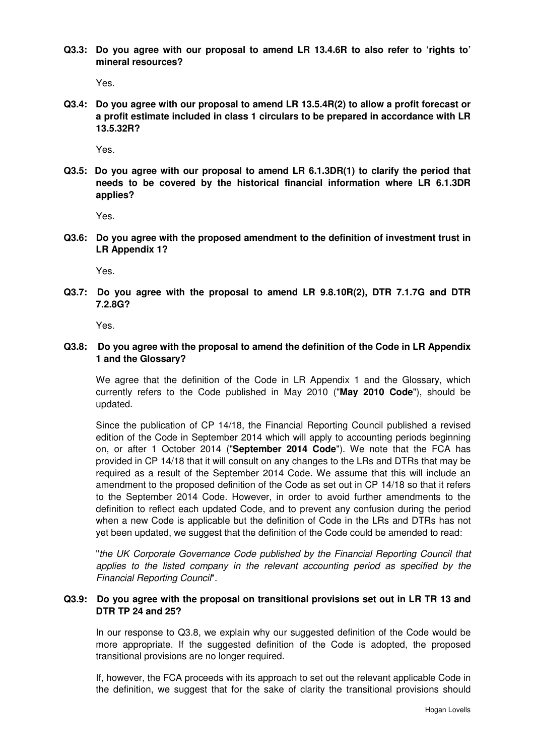**Q3.3: Do you agree with our proposal to amend LR 13.4.6R to also refer to 'rights to' mineral resources?**

Yes.

**Q3.4: Do you agree with our proposal to amend LR 13.5.4R(2) to allow a profit forecast or a profit estimate included in class 1 circulars to be prepared in accordance with LR 13.5.32R?**

Yes.

**Q3.5: Do you agree with our proposal to amend LR 6.1.3DR(1) to clarify the period that needs to be covered by the historical financial information where LR 6.1.3DR applies?**

Yes.

**Q3.6: Do you agree with the proposed amendment to the definition of investment trust in LR Appendix 1?**

Yes.

**Q3.7: Do you agree with the proposal to amend LR 9.8.10R(2), DTR 7.1.7G and DTR 7.2.8G?**

Yes.

**Q3.8: Do you agree with the proposal to amend the definition of the Code in LR Appendix 1 and the Glossary?**

We agree that the definition of the Code in LR Appendix 1 and the Glossary, which currently refers to the Code published in May 2010 ("**May 2010 Code**"), should be updated.

Since the publication of CP 14/18, the Financial Reporting Council published a revised edition of the Code in September 2014 which will apply to accounting periods beginning on, or after 1 October 2014 ("**September 2014 Code**"). We note that the FCA has provided in CP 14/18 that it will consult on any changes to the LRs and DTRs that may be required as a result of the September 2014 Code. We assume that this will include an amendment to the proposed definition of the Code as set out in CP 14/18 so that it refers to the September 2014 Code. However, in order to avoid further amendments to the definition to reflect each updated Code, and to prevent any confusion during the period when a new Code is applicable but the definition of Code in the LRs and DTRs has not yet been updated, we suggest that the definition of the Code could be amended to read:

"*the UK Corporate Governance Code published by the Financial Reporting Council that applies to the listed company in the relevant accounting period as specified by the Financial Reporting Council*".

**Q3.9: Do you agree with the proposal on transitional provisions set out in LR TR 13 and DTR TP 24 and 25?**

In our response to Q3.8, we explain why our suggested definition of the Code would be more appropriate. If the suggested definition of the Code is adopted, the proposed transitional provisions are no longer required.

If, however, the FCA proceeds with its approach to set out the relevant applicable Code in the definition, we suggest that for the sake of clarity the transitional provisions should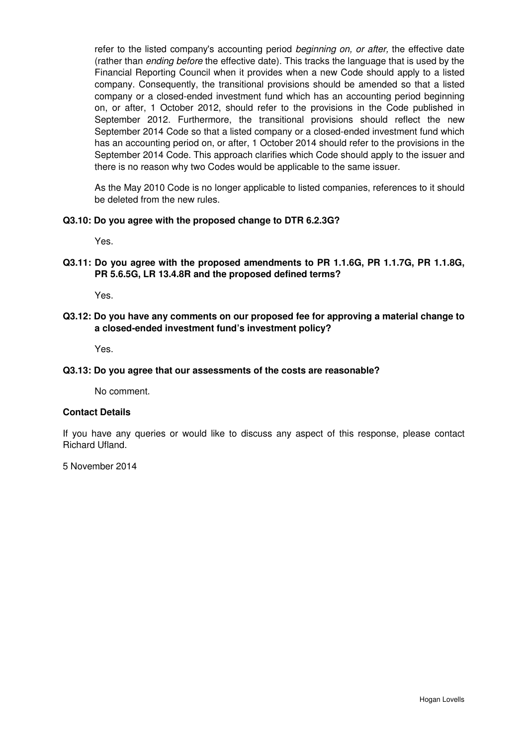refer to the listed company's accounting period *beginning on, or after,* the effective date (rather than *ending before* the effective date). This tracks the language that is used by the Financial Reporting Council when it provides when a new Code should apply to a listed company. Consequently, the transitional provisions should be amended so that a listed company or a closed-ended investment fund which has an accounting period beginning on, or after, 1 October 2012, should refer to the provisions in the Code published in September 2012. Furthermore, the transitional provisions should reflect the new September 2014 Code so that a listed company or a closed-ended investment fund which has an accounting period on, or after, 1 October 2014 should refer to the provisions in the September 2014 Code. This approach clarifies which Code should apply to the issuer and there is no reason why two Codes would be applicable to the same issuer.

As the May 2010 Code is no longer applicable to listed companies, references to it should be deleted from the new rules.

**Q3.10: Do you agree with the proposed change to DTR 6.2.3G?**

Yes.

**Q3.11: Do you agree with the proposed amendments to PR 1.1.6G, PR 1.1.7G, PR 1.1.8G, PR 5.6.5G, LR 13.4.8R and the proposed defined terms?**

Yes.

**Q3.12: Do you have any comments on our proposed fee for approving a material change to a closed-ended investment fund's investment policy?**

Yes.

**Q3.13: Do you agree that our assessments of the costs are reasonable?**

No comment.

**Contact Details**

If you have any queries or would like to discuss any aspect of this response, please contact Richard Ufland.

5 November 2014